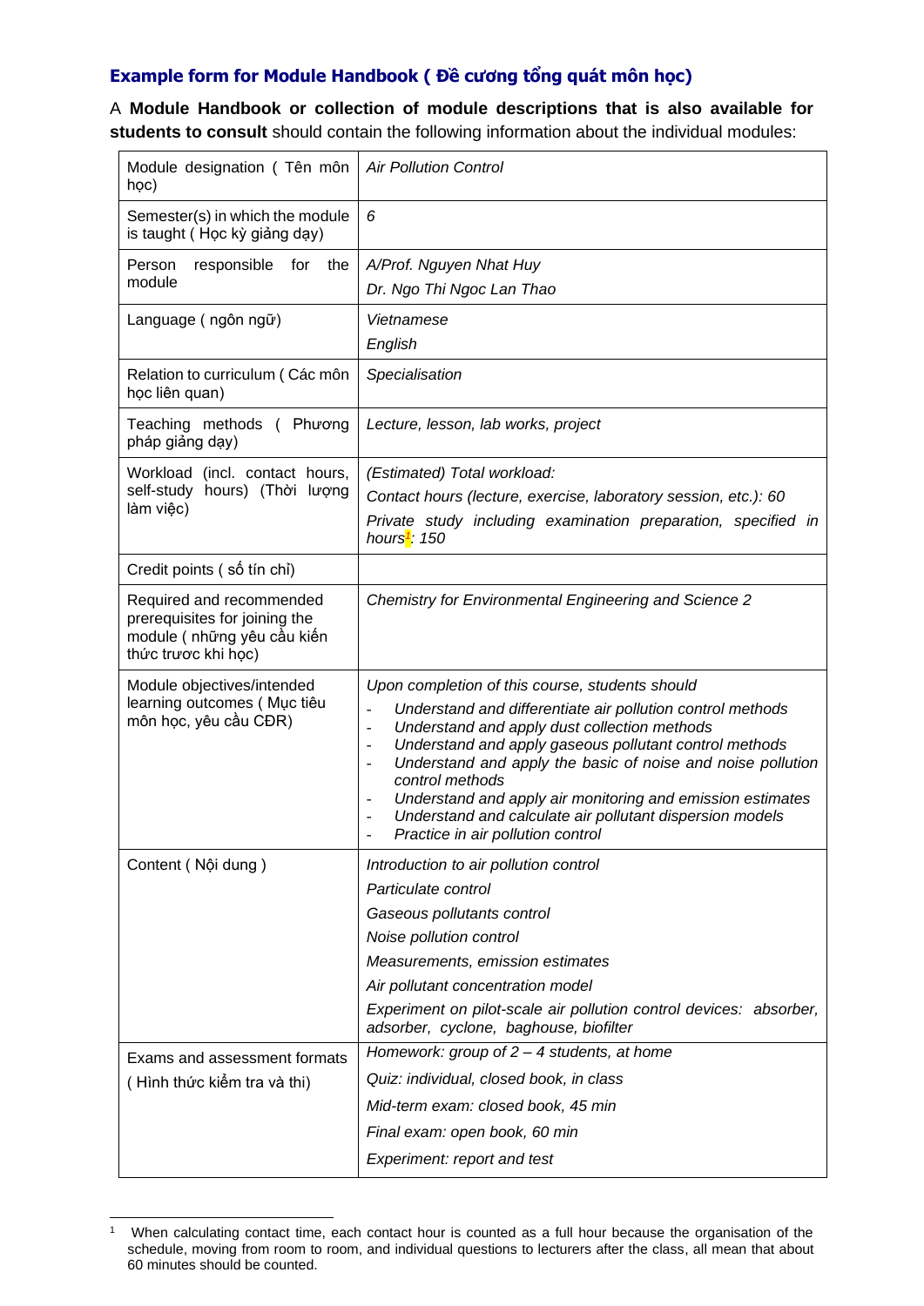## Example form for Module Handbook ( Đề cương tổng quát môn học)

A **Module Handbook or collection of module descriptions that is also available for students to consult** should contain the following information about the individual modules:

| | |
|---|---|
| Module designation ( Tên môn học) | *Air Pollution Control* |
| Semester(s) in which the module is taught ( Học kỳ giảng dạy) | *6* |
| Person responsible for the module | *A/Prof. Nguyen Nhat Huy*<br>*Dr. Ngo Thi Ngoc Lan Thao* |
| Language ( ngôn ngữ) | *Vietnamese*<br>*English* |
| Relation to curriculum ( Các môn học liên quan) | *Specialisation* |
| Teaching methods ( Phương pháp giảng dạy) | *Lecture, lesson, lab works, project* |
| Workload (incl. contact hours, self-study hours) (Thời lượng làm việc) | *(Estimated) Total workload:*<br>*Contact hours (lecture, exercise, laboratory session, etc.): 60*<br>*Private study including examination preparation, specified in hours*[1]*: 150* |
| Credit points ( số tín chỉ) | |
| Required and recommended prerequisites for joining the module ( những yêu cầu kiến thức trước khi học) | *Chemistry for Environmental Engineering and Science 2* |
| Module objectives/intended learning outcomes ( Mục tiêu môn học, yêu cầu CĐR) | *Upon completion of this course, students should*<br>- *Understand and differentiate air pollution control methods*<br>- *Understand and apply dust collection methods*<br>- *Understand and apply gaseous pollutant control methods*<br>- *Understand and apply the basic of noise and noise pollution control methods*<br>- *Understand and apply air monitoring and emission estimates*<br>- *Understand and calculate air pollutant dispersion models*<br>- *Practice in air pollution control* |
| Content ( Nội dung ) | *Introduction to air pollution control*<br>*Particulate control*<br>*Gaseous pollutants control*<br>*Noise pollution control*<br>*Measurements, emission estimates*<br>*Air pollutant concentration model*<br>*Experiment on pilot-scale air pollution control devices: absorber, adsorber, cyclone, baghouse, biofilter* |
| Exams and assessment formats ( Hình thức kiểm tra và thi) | *Homework: group of 2 – 4 students, at home*<br>*Quiz: individual, closed book, in class*<br>*Mid-term exam: closed book, 45 min*<br>*Final exam: open book, 60 min*<br>*Experiment: report and test* |

[1] When calculating contact time, each contact hour is counted as a full hour because the organisation of the schedule, moving from room to room, and individual questions to lecturers after the class, all mean that about 60 minutes should be counted.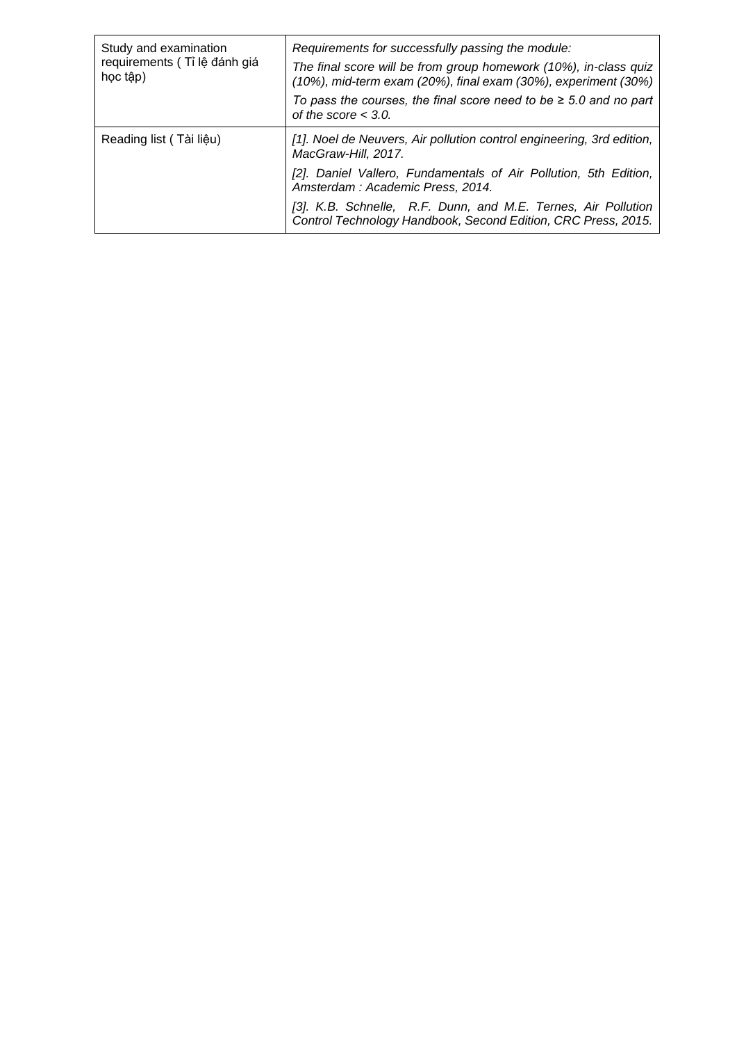| | |
|---|---|
| Study and examination requirements ( Tỉ lệ đánh giá học tập) | *Requirements for successfully passing the module:*<br>*The final score will be from group homework (10%), in-class quiz (10%), mid-term exam (20%), final exam (30%), experiment (30%)*<br>*To pass the courses, the final score need to be ≥ 5.0 and no part of the score < 3.0.* |
| Reading list ( Tài liệu) | *[1]. Noel de Neuvers, Air pollution control engineering, 3rd edition, MacGraw-Hill, 2017.*<br>*[2]. Daniel Vallero, Fundamentals of Air Pollution, 5th Edition, Amsterdam : Academic Press, 2014.*<br>*[3]. K.B. Schnelle, R.F. Dunn, and M.E. Ternes, Air Pollution Control Technology Handbook, Second Edition, CRC Press, 2015.* |